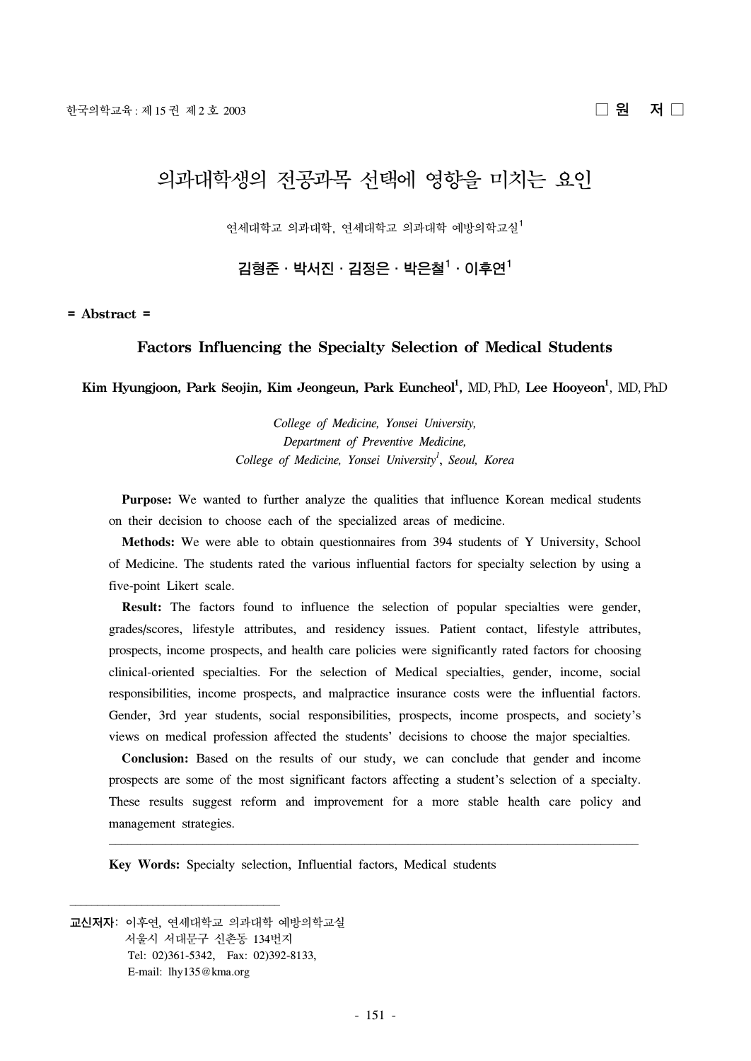□ 원 저 □

# 의과대학생의 전공과목 선택에 영향을 미치는 요인

연세대학교 의과대학, 연세대학교 의과대학 예방의학교실[1]

**김형준 · 박서진 · 김정은 · 박은철[1] · 이후연[1]**

**= Abstract =**

## Factors Influencing the Specialty Selection of Medical Students

**Kim Hyungjoon, Park Seojin, Kim Jeongeun, Park Euncheol[1],** MD, PhD, **Lee Hooyeon[1]**, MD, PhD

*College of Medicine, Yonsei University,*
*Department of Preventive Medicine,*
*College of Medicine, Yonsei University[1], Seoul, Korea*

**Purpose:** We wanted to further analyze the qualities that influence Korean medical students on their decision to choose each of the specialized areas of medicine.

**Methods:** We were able to obtain questionnaires from 394 students of Y University, School of Medicine. The students rated the various influential factors for specialty selection by using a five-point Likert scale.

**Result:** The factors found to influence the selection of popular specialties were gender, grades/scores, lifestyle attributes, and residency issues. Patient contact, lifestyle attributes, prospects, income prospects, and health care policies were significantly rated factors for choosing clinical-oriented specialties. For the selection of Medical specialties, gender, income, social responsibilities, income prospects, and malpractice insurance costs were the influential factors. Gender, 3rd year students, social responsibilities, prospects, income prospects, and society's views on medical profession affected the students' decisions to choose the major specialties.

**Conclusion:** Based on the results of our study, we can conclude that gender and income prospects are some of the most significant factors affecting a student's selection of a specialty. These results suggest reform and improvement for a more stable health care policy and management strategies.

**Key Words:** Specialty selection, Influential factors, Medical students

---

**교신저자:** 이후연, 연세대학교 의과대학 예방의학교실
서울시 서대문구 신촌동 134번지
Tel: 02)361-5342, Fax: 02)392-8133,
E-mail: lhy135@kma.org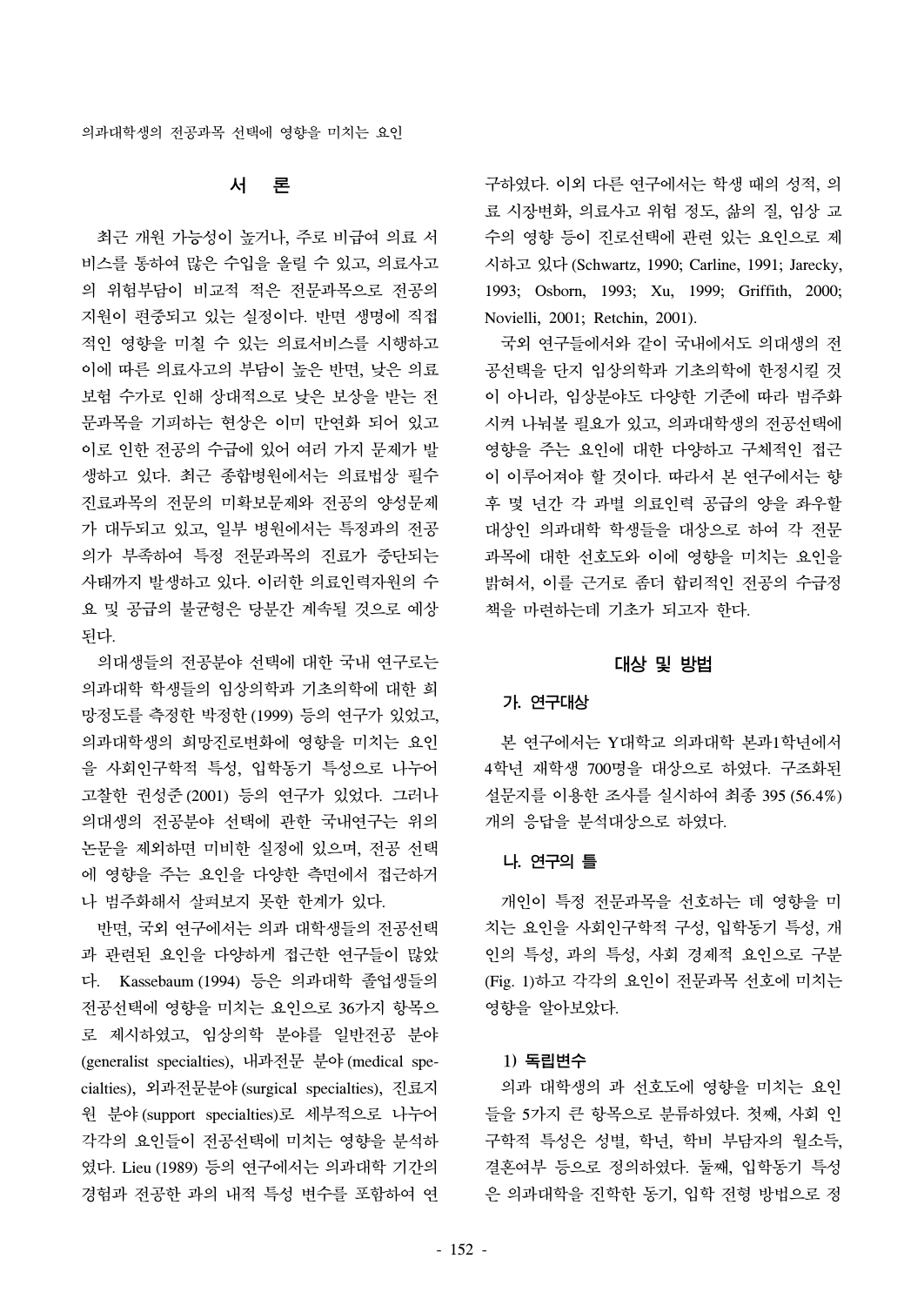## 서 론

최근 개원 가능성이 높거나, 주로 비급여 의료 서비스를 통하여 많은 수입을 올릴 수 있고, 의료사고의 위험부담이 비교적 적은 전문과목으로 전공의 지원이 편중되고 있는 실정이다. 반면 생명에 직접적인 영향을 미칠 수 있는 의료서비스를 시행하고 이에 따른 의료사고의 부담이 높은 반면, 낮은 의료보험 수가로 인해 상대적으로 낮은 보상을 받는 전문과목을 기피하는 현상은 이미 만연화 되어 있고 이로 인한 전공의 수급에 있어 여러 가지 문제가 발생하고 있다. 최근 종합병원에서는 의료법상 필수 진료과목의 전문의 미확보문제와 전공의 양성문제가 대두되고 있고, 일부 병원에서는 특정과의 전공의가 부족하여 특정 전문과목의 진료가 중단되는 사태까지 발생하고 있다. 이러한 의료인력자원의 수요 및 공급의 불균형은 당분간 계속될 것으로 예상된다.

의대생들의 전공분야 선택에 대한 국내 연구로는 의과대학 학생들의 임상의학과 기초의학에 대한 희망정도를 측정한 박정한(1999) 등의 연구가 있었고, 의과대학생의 희망진로변화에 영향을 미치는 요인을 사회인구학적 특성, 입학동기 특성으로 나누어 고찰한 권성준(2001) 등의 연구가 있었다. 그러나 의대생의 전공분야 선택에 관한 국내연구는 위의 논문을 제외하면 미비한 실정에 있으며, 전공 선택에 영향을 주는 요인을 다양한 측면에서 접근하거나 범주화해서 살펴보지 못한 한계가 있다.

반면, 국외 연구에서는 의과 대학생들의 전공선택과 관련된 요인을 다양하게 접근한 연구들이 많았다. Kassebaum (1994) 등은 의과대학 졸업생들의 전공선택에 영향을 미치는 요인으로 36가지 항목으로 제시하였고, 임상의학 분야를 일반전공 분야(generalist specialties), 내과전문 분야(medical specialties), 외과전문분야(surgical specialties), 진료지원 분야(support specialties)로 세부적으로 나누어 각각의 요인들이 전공선택에 미치는 영향을 분석하였다. Lieu (1989) 등의 연구에서는 의과대학 기간의 경험과 전공한 과의 내적 특성 변수를 포함하여 연구하였다. 이외 다른 연구에서는 학생 때의 성적, 의료 시장변화, 의료사고 위험 정도, 삶의 질, 임상 교수의 영향 등이 진로선택에 관련 있는 요인으로 제시하고 있다(Schwartz, 1990; Carline, 1991; Jarecky, 1993; Osborn, 1993; Xu, 1999; Griffith, 2000; Novielli, 2001; Retchin, 2001).

국외 연구들에서와 같이 국내에서도 의대생의 전공선택을 단지 임상의학과 기초의학에 한정시킬 것이 아니라, 임상분야도 다양한 기준에 따라 범주화시켜 나눠볼 필요가 있고, 의과대학생의 전공선택에 영향을 주는 요인에 대한 다양하고 구체적인 접근이 이루어져야 할 것이다. 따라서 본 연구에서는 향후 몇 년간 각 과별 의료인력 공급의 양을 좌우할 대상인 의과대학 학생들을 대상으로 하여 각 전문과목에 대한 선호도와 이에 영향을 미치는 요인을 밝혀서, 이를 근거로 좀더 합리적인 전공의 수급정책을 마련하는데 기초가 되고자 한다.

## 대상 및 방법

### 가. 연구대상

본 연구에서는 Y대학교 의과대학 본과1학년에서 4학년 재학생 700명을 대상으로 하였다. 구조화된 설문지를 이용한 조사를 실시하여 최종 395 (56.4%)개의 응답을 분석대상으로 하였다.

### 나. 연구의 틀

개인이 특정 전문과목을 선호하는 데 영향을 미치는 요인을 사회인구학적 구성, 입학동기 특성, 개인의 특성, 과의 특성, 사회 경제적 요인으로 구분(Fig. 1)하고 각각의 요인이 전문과목 선호에 미치는 영향을 알아보았다.

#### 1) 독립변수

의과 대학생의 과 선호도에 영향을 미치는 요인들을 5가지 큰 항목으로 분류하였다. 첫째, 사회 인구학적 특성은 성별, 학년, 학비 부담자의 월소득, 결혼여부 등으로 정의하였다. 둘째, 입학동기 특성은 의과대학을 진학한 동기, 입학 전형 방법으로 정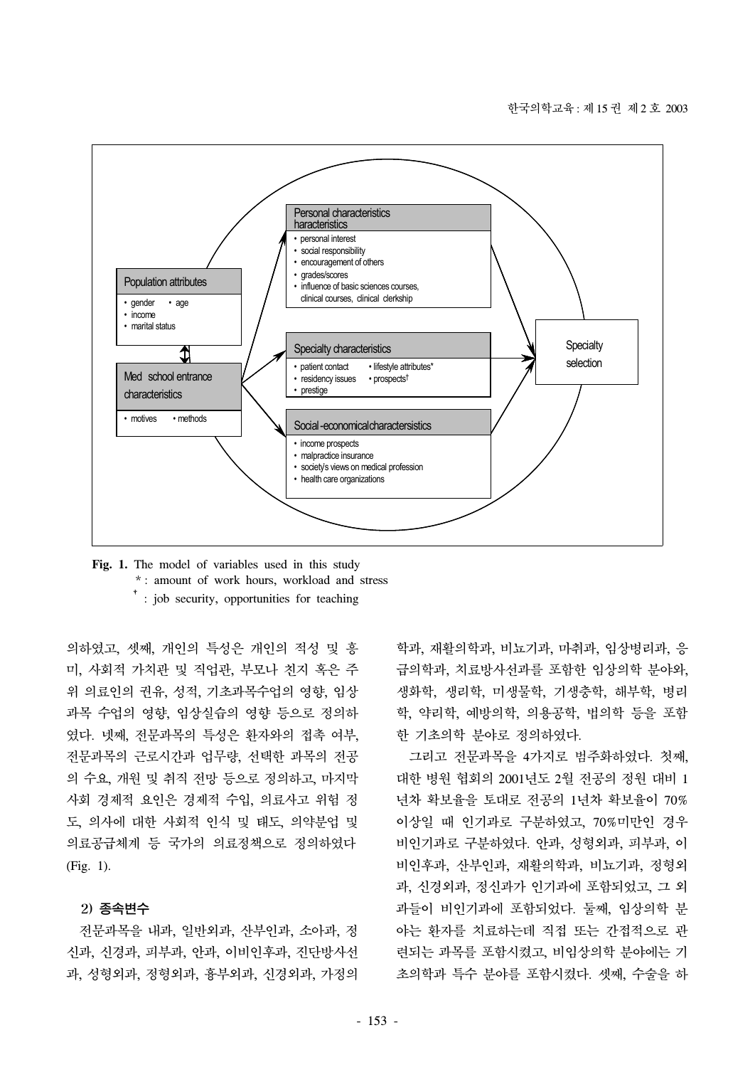Personal characteristics
harcteristics

- personal interest
- social responsibility
- encouragement of others
- grades/scores
- influence of basic sciences courses, clinical courses, clinical clerkship

Population attributes

- gender • age
- income
- marital status

Med school entrance characteristics

- motives • methods

Specialty characteristics

- patient contact • lifestyle attributes*
- residency issues • prospects†
- prestige

Social-economical charactersistics

- income prospects
- malpractice insurance
- society's views on medical profession
- health care organizations

Specialty selection

**Fig. 1.** The model of variables used in this study
* : amount of work hours, workload and stress
† : job security, opportunities for teaching

의하였고, 셋째, 개인의 특성은 개인의 적성 및 흥미, 사회적 가치관 및 직업관, 부모나 친지 혹은 주위 의료인의 권유, 성적, 기초과목수업의 영향, 임상과목 수업의 영향, 임상실습의 영향 등으로 정의하였다. 넷째, 전문과목의 특성은 환자와의 접촉 여부, 전문과목의 근로시간과 업무량, 선택한 과목의 전공의 수요, 개원 및 취직 전망 등으로 정의하고, 마지막 사회 경제적 요인은 경제적 수입, 의료사고 위험 정도, 의사에 대한 사회적 인식 및 태도, 의약분업 및 의료공급체계 등 국가의 의료정책으로 정의하였다 (Fig. 1).

### 2) 종속변수

전문과목을 내과, 일반외과, 산부인과, 소아과, 정신과, 신경과, 피부과, 안과, 이비인후과, 진단방사선과, 성형외과, 정형외과, 흉부외과, 신경외과, 가정의학과, 재활의학과, 비뇨기과, 마취과, 임상병리과, 응급의학과, 치료방사선과를 포함한 임상의학 분야와, 생화학, 생리학, 미생물학, 기생충학, 해부학, 병리학, 약리학, 예방의학, 의용공학, 법의학 등을 포함한 기초의학 분야로 정의하였다.

그리고 전문과목을 4가지로 범주화하였다. 첫째, 대한 병원 협회의 2001년도 2월 전공의 정원 대비 1년차 확보율을 토대로 전공의 1년차 확보율이 70% 이상일 때 인기과로 구분하였고, 70%미만인 경우 비인기과로 구분하였다. 안과, 성형외과, 피부과, 이비인후과, 산부인과, 재활의학과, 비뇨기과, 정형외과, 신경외과, 정신과가 인기과에 포함되었고, 그 외 과들이 비인기과에 포함되었다. 둘째, 임상의학 분야는 환자를 치료하는데 직접 또는 간접적으로 관련되는 과목을 포함시켰고, 비임상의학 분야에는 기초의학과 특수 분야를 포함시켰다. 셋째, 수술을 하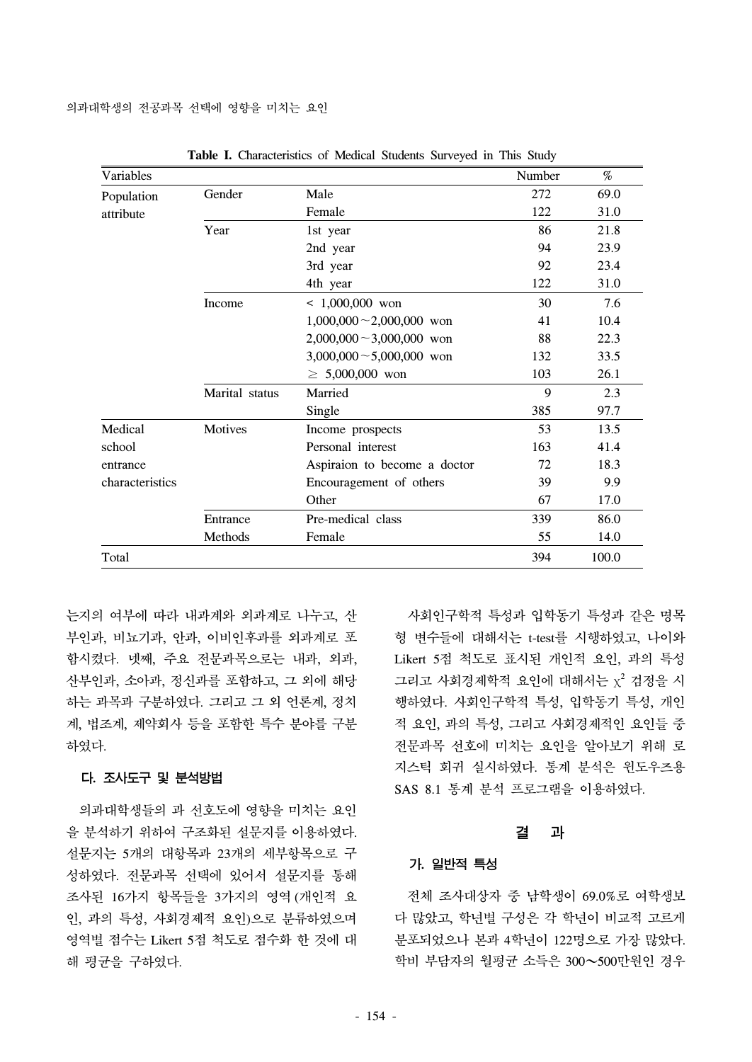**Table I.** Characteristics of Medical Students Surveyed in This Study

| Variables | | | Number | % |
|---|---|---|---|---|
| Population attribute | Gender | Male | 272 | 69.0 |
| | | Female | 122 | 31.0 |
| | Year | 1st year | 86 | 21.8 |
| | | 2nd year | 94 | 23.9 |
| | | 3rd year | 92 | 23.4 |
| | | 4th year | 122 | 31.0 |
| | Income | < 1,000,000 won | 30 | 7.6 |
| | | 1,000,000～2,000,000 won | 41 | 10.4 |
| | | 2,000,000～3,000,000 won | 88 | 22.3 |
| | | 3,000,000～5,000,000 won | 132 | 33.5 |
| | | ≥ 5,000,000 won | 103 | 26.1 |
| | Marital status | Married | 9 | 2.3 |
| | | Single | 385 | 97.7 |
| Medical school entrance characteristics | Motives | Income prospects | 53 | 13.5 |
| | | Personal interest | 163 | 41.4 |
| | | Aspiraion to become a doctor | 72 | 18.3 |
| | | Encouragement of others | 39 | 9.9 |
| | | Other | 67 | 17.0 |
| | Entrance Methods | Pre-medical class | 339 | 86.0 |
| | | Female | 55 | 14.0 |
| Total | | | 394 | 100.0 |

는지의 여부에 따라 내과계와 외과계로 나누고, 산부인과, 비뇨기과, 안과, 이비인후과를 외과계로 포함시켰다. 넷째, 주요 전문과목으로는 내과, 외과, 산부인과, 소아과, 정신과를 포함하고, 그 외에 해당하는 과목과 구분하였다. 그리고 그 외 언론계, 정치계, 법조계, 제약회사 등을 포함한 특수 분야를 구분하였다.

### 다. 조사도구 및 분석방법

의과대학생들의 과 선호도에 영향을 미치는 요인을 분석하기 위하여 구조화된 설문지를 이용하였다. 설문지는 5개의 대항목과 23개의 세부항목으로 구성하였다. 전문과목 선택에 있어서 설문지를 통해 조사된 16가지 항목들을 3가지의 영역(개인적 요인, 과의 특성, 사회경제적 요인)으로 분류하였으며 영역별 점수는 Likert 5점 척도로 점수화 한 것에 대해 평균을 구하였다.

사회인구학적 특성과 입학동기 특성과 같은 명목형 변수들에 대해서는 t-test를 시행하였고, 나이와 Likert 5점 척도로 표시된 개인적 요인, 과의 특성 그리고 사회경제학적 요인에 대해서는 $\chi^2$ 검정을 시행하였다. 사회인구학적 특성, 입학동기 특성, 개인적 요인, 과의 특성, 그리고 사회경제적인 요인들 중 전문과목 선호에 미치는 요인을 알아보기 위해 로지스틱 회귀 실시하였다. 통계 분석은 윈도우즈용 SAS 8.1 통계 분석 프로그램을 이용하였다.

## 결 과

### 가. 일반적 특성

전체 조사대상자 중 남학생이 69.0%로 여학생보다 많았고, 학년별 구성은 각 학년이 비교적 고르게 분포되었으나 본과 4학년이 122명으로 가장 많았다. 학비 부담자의 월평균 소득은 300∼500만원인 경우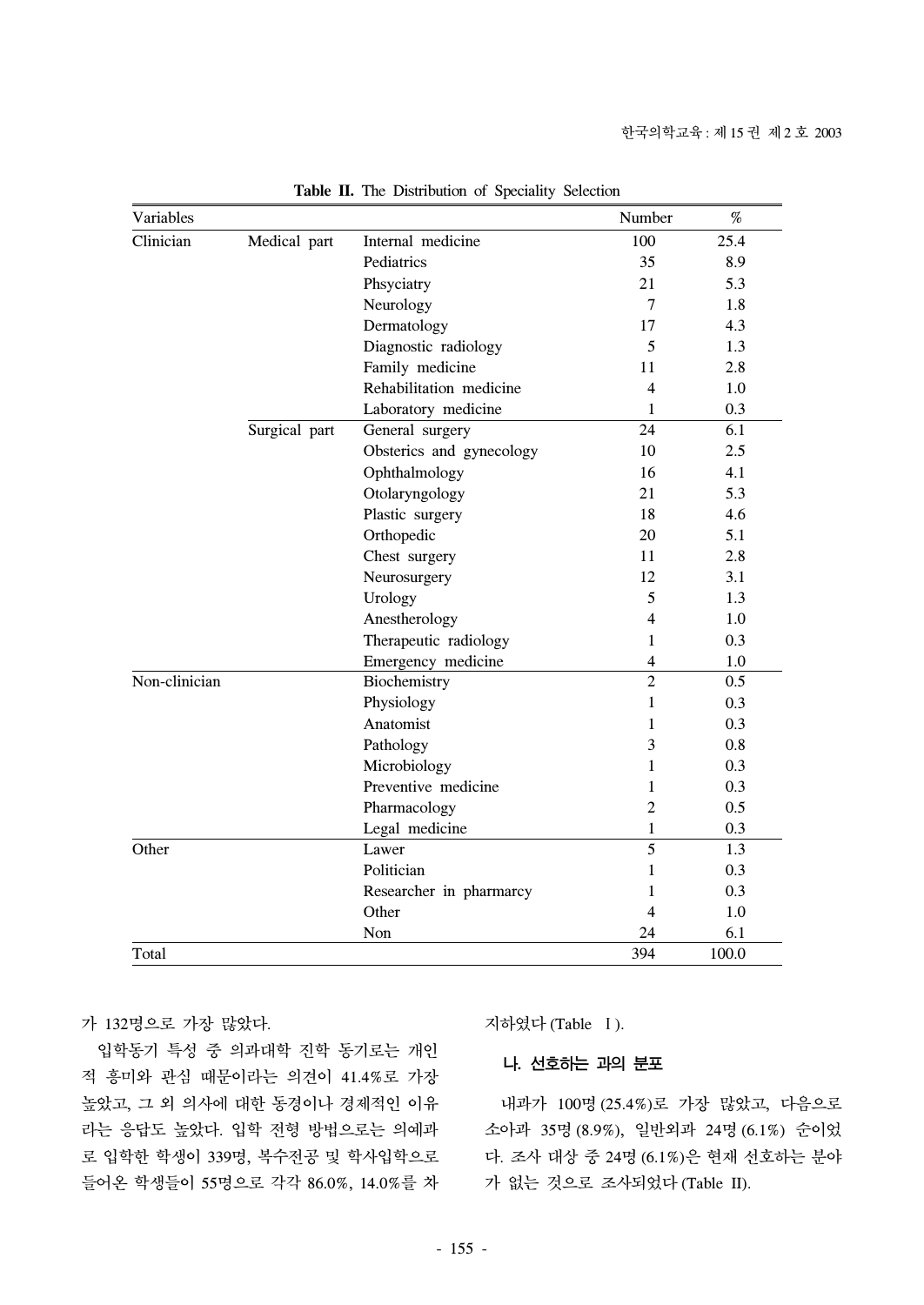**Table II.** The Distribution of Speciality Selection

| Variables | | | Number | % |
|---|---|---|---|---|
| Clinician | Medical part | Internal medicine | 100 | 25.4 |
| | | Pediatrics | 35 | 8.9 |
| | | Phsyciatry | 21 | 5.3 |
| | | Neurology | 7 | 1.8 |
| | | Dermatology | 17 | 4.3 |
| | | Diagnostic radiology | 5 | 1.3 |
| | | Family medicine | 11 | 2.8 |
| | | Rehabilitation medicine | 4 | 1.0 |
| | | Laboratory medicine | 1 | 0.3 |
| | Surgical part | General surgery | 24 | 6.1 |
| | | Obsterics and gynecology | 10 | 2.5 |
| | | Ophthalmology | 16 | 4.1 |
| | | Otolaryngology | 21 | 5.3 |
| | | Plastic surgery | 18 | 4.6 |
| | | Orthopedic | 20 | 5.1 |
| | | Chest surgery | 11 | 2.8 |
| | | Neurosurgery | 12 | 3.1 |
| | | Urology | 5 | 1.3 |
| | | Anestherology | 4 | 1.0 |
| | | Therapeutic radiology | 1 | 0.3 |
| | | Emergency medicine | 4 | 1.0 |
| Non-clinician | | Biochemistry | 2 | 0.5 |
| | | Physiology | 1 | 0.3 |
| | | Anatomist | 1 | 0.3 |
| | | Pathology | 3 | 0.8 |
| | | Microbiology | 1 | 0.3 |
| | | Preventive medicine | 1 | 0.3 |
| | | Pharmacology | 2 | 0.5 |
| | | Legal medicine | 1 | 0.3 |
| Other | | Lawer | 5 | 1.3 |
| | | Politician | 1 | 0.3 |
| | | Researcher in pharmarcy | 1 | 0.3 |
| | | Other | 4 | 1.0 |
| | | Non | 24 | 6.1 |
| Total | | | 394 | 100.0 |

가 132명으로 가장 많았다.

입학동기 특성 중 의과대학 진학 동기로는 개인적 흥미와 관심 때문이라는 의견이 41.4%로 가장 높았고, 그 외 의사에 대한 동경이나 경제적인 이유라는 응답도 높았다. 입학 전형 방법으로는 의예과로 입학한 학생이 339명, 복수전공 및 학사입학으로 들어온 학생들이 55명으로 각각 86.0%, 14.0%를 차지하였다 (Table Ⅰ).

### 나. 선호하는 과의 분포

내과가 100명 (25.4%)로 가장 많았고, 다음으로 소아과 35명 (8.9%), 일반외과 24명 (6.1%) 순이었다. 조사 대상 중 24명 (6.1%)은 현재 선호하는 분야가 없는 것으로 조사되었다 (Table II).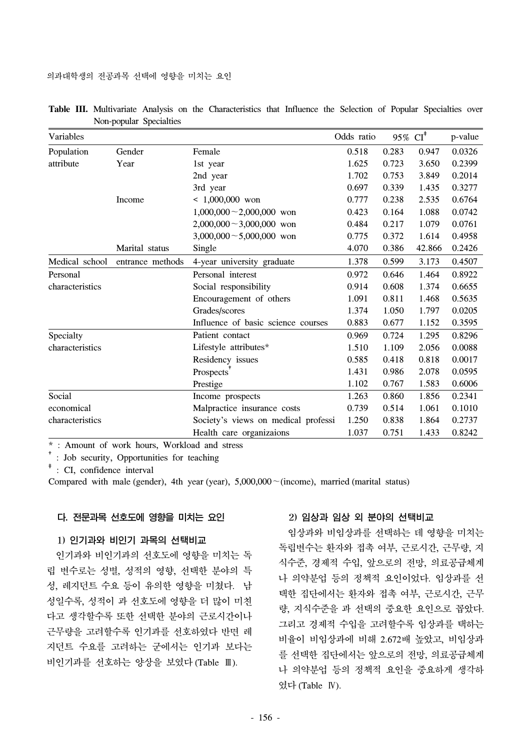**Table III.** Multivariate Analysis on the Characteristics that Influence the Selection of Popular Specialties over Non-popular Specialties

| Variables | | | Odds ratio | 95% CI[‡] | | p-value |
|---|---|---|---|---|---|---|
| Population attribute | Gender | Female | 0.518 | 0.283 | 0.947 | 0.0326 |
| | Year | 1st year | 1.625 | 0.723 | 3.650 | 0.2399 |
| | | 2nd year | 1.702 | 0.753 | 3.849 | 0.2014 |
| | | 3rd year | 0.697 | 0.339 | 1.435 | 0.3277 |
| | Income | < 1,000,000 won | 0.777 | 0.238 | 2.535 | 0.6764 |
| | | 1,000,000～2,000,000 won | 0.423 | 0.164 | 1.088 | 0.0742 |
| | | 2,000,000～3,000,000 won | 0.484 | 0.217 | 1.079 | 0.0761 |
| | | 3,000,000～5,000,000 won | 0.775 | 0.372 | 1.614 | 0.4958 |
| | Marital status | Single | 4.070 | 0.386 | 42.866 | 0.2426 |
| Medical school | entrance methods | 4-year university graduate | 1.378 | 0.599 | 3.173 | 0.4507 |
| Personal characteristics | | Personal interest | 0.972 | 0.646 | 1.464 | 0.8922 |
| | | Social responsibility | 0.914 | 0.608 | 1.374 | 0.6655 |
| | | Encouragement of others | 1.091 | 0.811 | 1.468 | 0.5635 |
| | | Grades/scores | 1.374 | 1.050 | 1.797 | 0.0205 |
| | | Influence of basic science courses | 0.883 | 0.677 | 1.152 | 0.3595 |
| Specialty characteristics | | Patient contact | 0.969 | 0.724 | 1.295 | 0.8296 |
| | | Lifestyle attributes* | 1.510 | 1.109 | 2.056 | 0.0088 |
| | | Residency issues | 0.585 | 0.418 | 0.818 | 0.0017 |
| | | Prospects[†] | 1.431 | 0.986 | 2.078 | 0.0595 |
| | | Prestige | 1.102 | 0.767 | 1.583 | 0.6006 |
| Social economical characteristics | | Income prospects | 1.263 | 0.860 | 1.856 | 0.2341 |
| | | Malpractice insurance costs | 0.739 | 0.514 | 1.061 | 0.1010 |
| | | Society's views on medical professi | 1.250 | 0.838 | 1.864 | 0.2737 |
| | | Health care organizaions | 1.037 | 0.751 | 1.433 | 0.8242 |

* : Amount of work hours, Workload and stress
† : Job security, Opportunities for teaching
‡ : CI, confidence interval
Compared with male (gender), 4th year (year), 5,000,000～(income), married (marital status)

### 다. 전문과목 선호도에 영향을 미치는 요인

#### 1) 인기과와 비인기 과목의 선택비교

인기과와 비인기과의 선호도에 영향을 미치는 독립 변수로는 성별, 성적의 영향, 선택한 분야의 특성, 레지던트 수요 등이 유의한 영향을 미쳤다. 남성일수록, 성적이 과 선호도에 영향을 더 많이 미친다고 생각할수록 또한 선택한 분야의 근로시간이나 근무량을 고려할수록 인기과를 선호하였다 반면 레지던트 수요를 고려하는 군에서는 인기과 보다는 비인기과를 선호하는 양상을 보였다 (Table Ⅲ).

#### 2) 임상과 임상 외 분야의 선택비교

임상과와 비임상과를 선택하는 데 영향을 미치는 독립변수는 환자와 접촉 여부, 근로시간, 근무량, 지식수준, 경제적 수입, 앞으로의 전망, 의료공급체계나 의약분업 등의 정책적 요인이었다. 임상과를 선택한 집단에서는 환자와 접촉 여부, 근로시간, 근무량, 지식수준을 과 선택의 중요한 요인으로 꼽았다. 그리고 경제적 수입을 고려할수록 임상과를 택하는 비율이 비임상과에 비해 2.672배 높았고, 비임상과를 선택한 집단에서는 앞으로의 전망, 의료공급체계나 의약분업 등의 정책적 요인을 중요하게 생각하였다 (Table Ⅳ).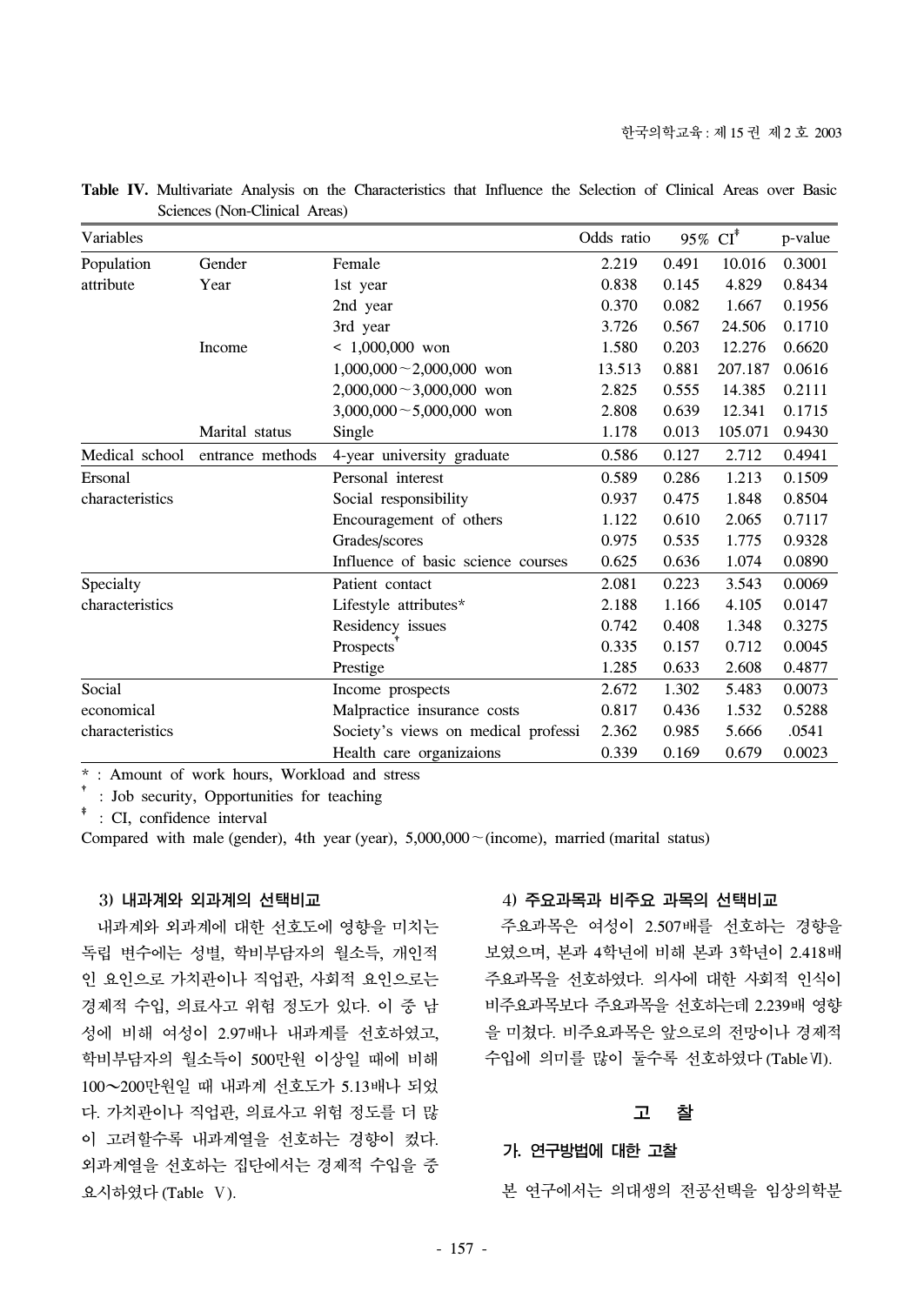**Table IV.** Multivariate Analysis on the Characteristics that Influence the Selection of Clinical Areas over Basic Sciences (Non-Clinical Areas)

| Variables | | | Odds ratio | 95% CI[‡] | | p-value |
|---|---|---|---|---|---|---|
| Population attribute | Gender | Female | 2.219 | 0.491 | 10.016 | 0.3001 |
| | Year | 1st year | 0.838 | 0.145 | 4.829 | 0.8434 |
| | | 2nd year | 0.370 | 0.082 | 1.667 | 0.1956 |
| | | 3rd year | 3.726 | 0.567 | 24.506 | 0.1710 |
| | Income | < 1,000,000 won | 1.580 | 0.203 | 12.276 | 0.6620 |
| | | 1,000,000～2,000,000 won | 13.513 | 0.881 | 207.187 | 0.0616 |
| | | 2,000,000～3,000,000 won | 2.825 | 0.555 | 14.385 | 0.2111 |
| | | 3,000,000～5,000,000 won | 2.808 | 0.639 | 12.341 | 0.1715 |
| | Marital status | Single | 1.178 | 0.013 | 105.071 | 0.9430 |
| Medical school | entrance methods | 4-year university graduate | 0.586 | 0.127 | 2.712 | 0.4941 |
| Ersonal characteristics | | Personal interest | 0.589 | 0.286 | 1.213 | 0.1509 |
| | | Social responsibility | 0.937 | 0.475 | 1.848 | 0.8504 |
| | | Encouragement of others | 1.122 | 0.610 | 2.065 | 0.7117 |
| | | Grades/scores | 0.975 | 0.535 | 1.775 | 0.9328 |
| | | Influence of basic science courses | 0.625 | 0.636 | 1.074 | 0.0890 |
| Specialty characteristics | | Patient contact | 2.081 | 0.223 | 3.543 | 0.0069 |
| | | Lifestyle attributes* | 2.188 | 1.166 | 4.105 | 0.0147 |
| | | Residency issues | 0.742 | 0.408 | 1.348 | 0.3275 |
| | | Prospects[†] | 0.335 | 0.157 | 0.712 | 0.0045 |
| | | Prestige | 1.285 | 0.633 | 2.608 | 0.4877 |
| Social economical characteristics | | Income prospects | 2.672 | 1.302 | 5.483 | 0.0073 |
| | | Malpractice insurance costs | 0.817 | 0.436 | 1.532 | 0.5288 |
| | | Society's views on medical professi | 2.362 | 0.985 | 5.666 | .0541 |
| | | Health care organizaions | 0.339 | 0.169 | 0.679 | 0.0023 |

\* : Amount of work hours, Workload and stress

† : Job security, Opportunities for teaching

‡ : CI, confidence interval

Compared with male (gender), 4th year (year), 5,000,000～(income), married (marital status)

### 3) 내과계와 외과계의 선택비교

내과계와 외과계에 대한 선호도에 영향을 미치는 독립 변수에는 성별, 학비부담자의 월소득, 개인적인 요인으로 가치관이나 직업관, 사회적 요인으로는 경제적 수입, 의료사고 위험 정도가 있다. 이 중 남성에 비해 여성이 2.97배나 내과계를 선호하였고, 학비부담자의 월소득이 500만원 이상일 때에 비해 100～200만원일 때 내과계 선호도가 5.13배나 되었다. 가치관이나 직업관, 의료사고 위험 정도를 더 많이 고려할수록 내과계열을 선호하는 경향이 컸다. 외과계열을 선호하는 집단에서는 경제적 수입을 중요시하였다 (Table Ⅴ).

### 4) 주요과목과 비주요 과목의 선택비교

주요과목은 여성이 2.507배를 선호하는 경향을 보였으며, 본과 4학년에 비해 본과 3학년이 2.418배 주요과목을 선호하였다. 의사에 대한 사회적 인식이 비주요과목보다 주요과목을 선호하는데 2.239배 영향을 미쳤다. 비주요과목은 앞으로의 전망이나 경제적 수입에 의미를 많이 둘수록 선호하였다 (Table Ⅵ).

## 고 찰

### 가. 연구방법에 대한 고찰

본 연구에서는 의대생의 전공선택을 임상의학분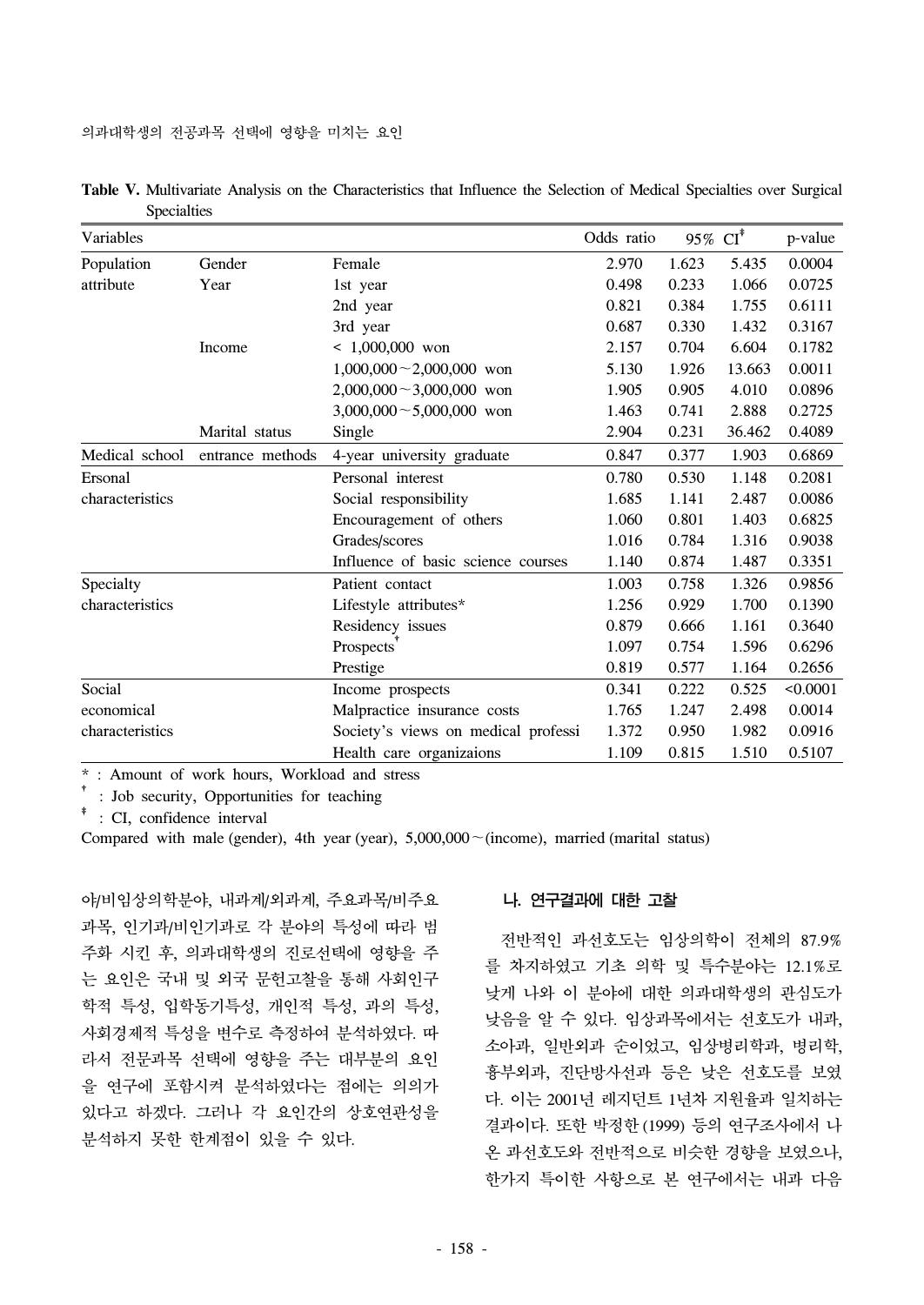**Table V.** Multivariate Analysis on the Characteristics that Influence the Selection of Medical Specialties over Surgical Specialties

| Variables | | | Odds ratio | 95% CI[‡] | | p-value |
|---|---|---|---|---|---|---|
| Population attribute | Gender | Female | 2.970 | 1.623 | 5.435 | 0.0004 |
| | Year | 1st year | 0.498 | 0.233 | 1.066 | 0.0725 |
| | | 2nd year | 0.821 | 0.384 | 1.755 | 0.6111 |
| | | 3rd year | 0.687 | 0.330 | 1.432 | 0.3167 |
| | Income | < 1,000,000 won | 2.157 | 0.704 | 6.604 | 0.1782 |
| | | 1,000,000~2,000,000 won | 5.130 | 1.926 | 13.663 | 0.0011 |
| | | 2,000,000~3,000,000 won | 1.905 | 0.905 | 4.010 | 0.0896 |
| | | 3,000,000~5,000,000 won | 1.463 | 0.741 | 2.888 | 0.2725 |
| | Marital status | Single | 2.904 | 0.231 | 36.462 | 0.4089 |
| Medical school | entrance methods | 4-year university graduate | 0.847 | 0.377 | 1.903 | 0.6869 |
| Ersonal characteristics | | Personal interest | 0.780 | 0.530 | 1.148 | 0.2081 |
| | | Social responsibility | 1.685 | 1.141 | 2.487 | 0.0086 |
| | | Encouragement of others | 1.060 | 0.801 | 1.403 | 0.6825 |
| | | Grades/scores | 1.016 | 0.784 | 1.316 | 0.9038 |
| | | Influence of basic science courses | 1.140 | 0.874 | 1.487 | 0.3351 |
| Specialty characteristics | | Patient contact | 1.003 | 0.758 | 1.326 | 0.9856 |
| | | Lifestyle attributes* | 1.256 | 0.929 | 1.700 | 0.1390 |
| | | Residency issues | 0.879 | 0.666 | 1.161 | 0.3640 |
| | | Prospects[†] | 1.097 | 0.754 | 1.596 | 0.6296 |
| | | Prestige | 0.819 | 0.577 | 1.164 | 0.2656 |
| Social economical characteristics | | Income prospects | 0.341 | 0.222 | 0.525 | <0.0001 |
| | | Malpractice insurance costs | 1.765 | 1.247 | 2.498 | 0.0014 |
| | | Society's views on medical professi | 1.372 | 0.950 | 1.982 | 0.0916 |
| | | Health care organizaions | 1.109 | 0.815 | 1.510 | 0.5107 |

* : Amount of work hours, Workload and stress
† : Job security, Opportunities for teaching
‡ : CI, confidence interval
Compared with male (gender), 4th year (year), 5,000,000~(income), married (marital status)

야/비임상의학분야, 내과계/외과계, 주요과목/비주요과목, 인기과/비인기과로 각 분야의 특성에 따라 범주화 시킨 후, 의과대학생의 진로선택에 영향을 주는 요인은 국내 및 외국 문헌고찰을 통해 사회인구학적 특성, 입학동기특성, 개인적 특성, 과의 특성, 사회경제적 특성을 변수로 측정하여 분석하였다. 따라서 전문과목 선택에 영향을 주는 대부분의 요인을 연구에 포함시켜 분석하였다는 점에는 의의가 있다고 하겠다. 그러나 각 요인간의 상호연관성을 분석하지 못한 한계점이 있을 수 있다.

### 나. 연구결과에 대한 고찰

전반적인 과선호도는 임상의학이 전체의 87.9%를 차지하였고 기초 의학 및 특수분야는 12.1%로 낮게 나와 이 분야에 대한 의과대학생의 관심도가 낮음을 알 수 있다. 임상과목에서는 선호도가 내과, 소아과, 일반외과 순이었고, 임상병리학과, 병리학, 흉부외과, 진단방사선과 등은 낮은 선호도를 보였다. 이는 2001년 레지던트 1년차 지원율과 일치하는 결과이다. 또한 박정한 (1999) 등의 연구조사에서 나온 과선호도와 전반적으로 비슷한 경향을 보였으나, 한가지 특이한 사항으로 본 연구에서는 내과 다음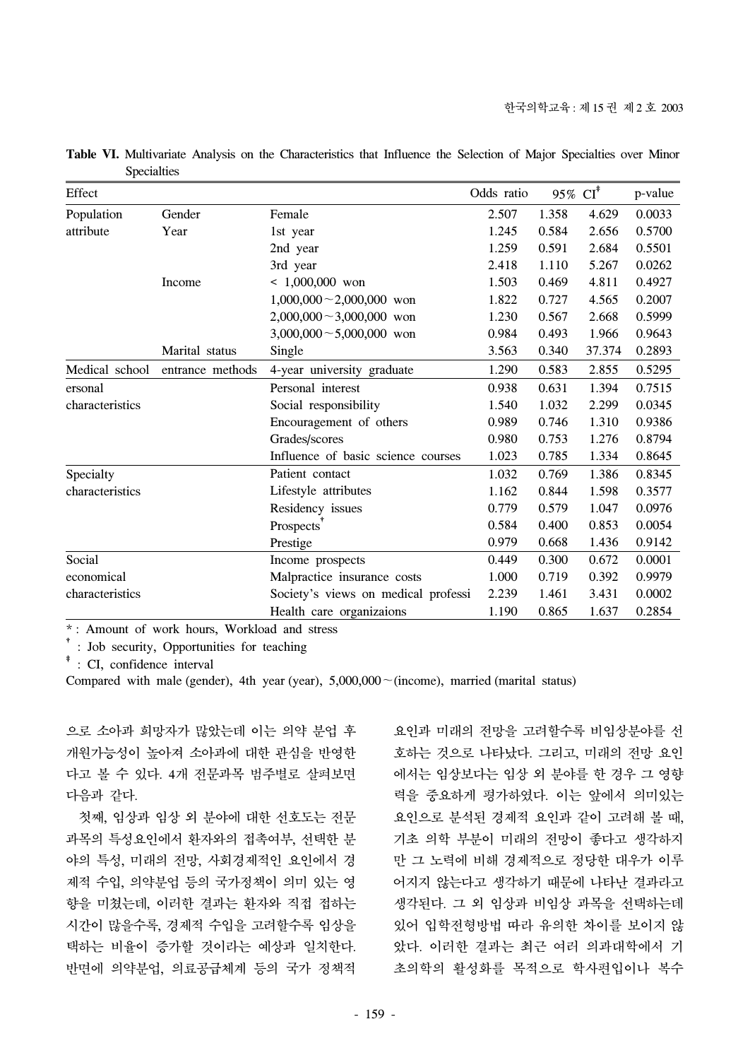**Table VI.** Multivariate Analysis on the Characteristics that Influence the Selection of Major Specialties over Minor Specialties

| Effect | | | Odds ratio | 95% CI[‡] | | p-value |
|---|---|---|---|---|---|---|
| Population attribute | Gender | Female | 2.507 | 1.358 | 4.629 | 0.0033 |
| | Year | 1st year | 1.245 | 0.584 | 2.656 | 0.5700 |
| | | 2nd year | 1.259 | 0.591 | 2.684 | 0.5501 |
| | | 3rd year | 2.418 | 1.110 | 5.267 | 0.0262 |
| | Income | < 1,000,000 won | 1.503 | 0.469 | 4.811 | 0.4927 |
| | | 1,000,000～2,000,000 won | 1.822 | 0.727 | 4.565 | 0.2007 |
| | | 2,000,000～3,000,000 won | 1.230 | 0.567 | 2.668 | 0.5999 |
| | | 3,000,000～5,000,000 won | 0.984 | 0.493 | 1.966 | 0.9643 |
| | Marital status | Single | 3.563 | 0.340 | 37.374 | 0.2893 |
| Medical school | entrance methods | 4-year university graduate | 1.290 | 0.583 | 2.855 | 0.5295 |
| ersonal characteristics | | Personal interest | 0.938 | 0.631 | 1.394 | 0.7515 |
| | | Social responsibility | 1.540 | 1.032 | 2.299 | 0.0345 |
| | | Encouragement of others | 0.989 | 0.746 | 1.310 | 0.9386 |
| | | Grades/scores | 0.980 | 0.753 | 1.276 | 0.8794 |
| | | Influence of basic science courses | 1.023 | 0.785 | 1.334 | 0.8645 |
| Specialty characteristics | | Patient contact | 1.032 | 0.769 | 1.386 | 0.8345 |
| | | Lifestyle attributes | 1.162 | 0.844 | 1.598 | 0.3577 |
| | | Residency issues | 0.779 | 0.579 | 1.047 | 0.0976 |
| | | Prospects[†] | 0.584 | 0.400 | 0.853 | 0.0054 |
| | | Prestige | 0.979 | 0.668 | 1.436 | 0.9142 |
| Social economical characteristics | | Income prospects | 0.449 | 0.300 | 0.672 | 0.0001 |
| | | Malpractice insurance costs | 1.000 | 0.719 | 0.392 | 0.9979 |
| | | Society's views on medical professi | 2.239 | 1.461 | 3.431 | 0.0002 |
| | | Health care organizaions | 1.190 | 0.865 | 1.637 | 0.2854 |

* : Amount of work hours, Workload and stress
[†] : Job security, Opportunities for teaching
[‡] : CI, confidence interval
Compared with male (gender), 4th year (year), 5,000,000～(income), married (marital status)

으로 소아과 희망자가 많았는데 이는 의약 분업 후 개원가능성이 높아져 소아과에 대한 관심을 반영한다고 볼 수 있다. 4개 전문과목 범주별로 살펴보면 다음과 같다.

첫째, 임상과 임상 외 분야에 대한 선호도는 전문과목의 특성요인에서 환자와의 접촉여부, 선택한 분야의 특성, 미래의 전망, 사회경제적인 요인에서 경제적 수입, 의약분업 등의 국가정책이 의미 있는 영향을 미쳤는데, 이러한 결과는 환자와 직접 접하는 시간이 많을수록, 경제적 수입을 고려할수록 임상을 택하는 비율이 증가할 것이라는 예상과 일치한다. 반면에 의약분업, 의료공급체계 등의 국가 정책적 요인과 미래의 전망을 고려할수록 비임상분야를 선호하는 것으로 나타났다. 그리고, 미래의 전망 요인에서는 임상보다는 임상 외 분야를 한 경우 그 영향력을 중요하게 평가하였다. 이는 앞에서 의미있는 요인으로 분석된 경제적 요인과 같이 고려해 볼 때, 기초 의학 부분이 미래의 전망이 좋다고 생각하지만 그 노력에 비해 경제적으로 정당한 대우가 이루어지지 않는다고 생각하기 때문에 나타난 결과라고 생각된다. 그 외 임상과 비임상 과목을 선택하는데 있어 입학전형방법 따라 유의한 차이를 보이지 않았다. 이러한 결과는 최근 여러 의과대학에서 기초의학의 활성화를 목적으로 학사편입이나 복수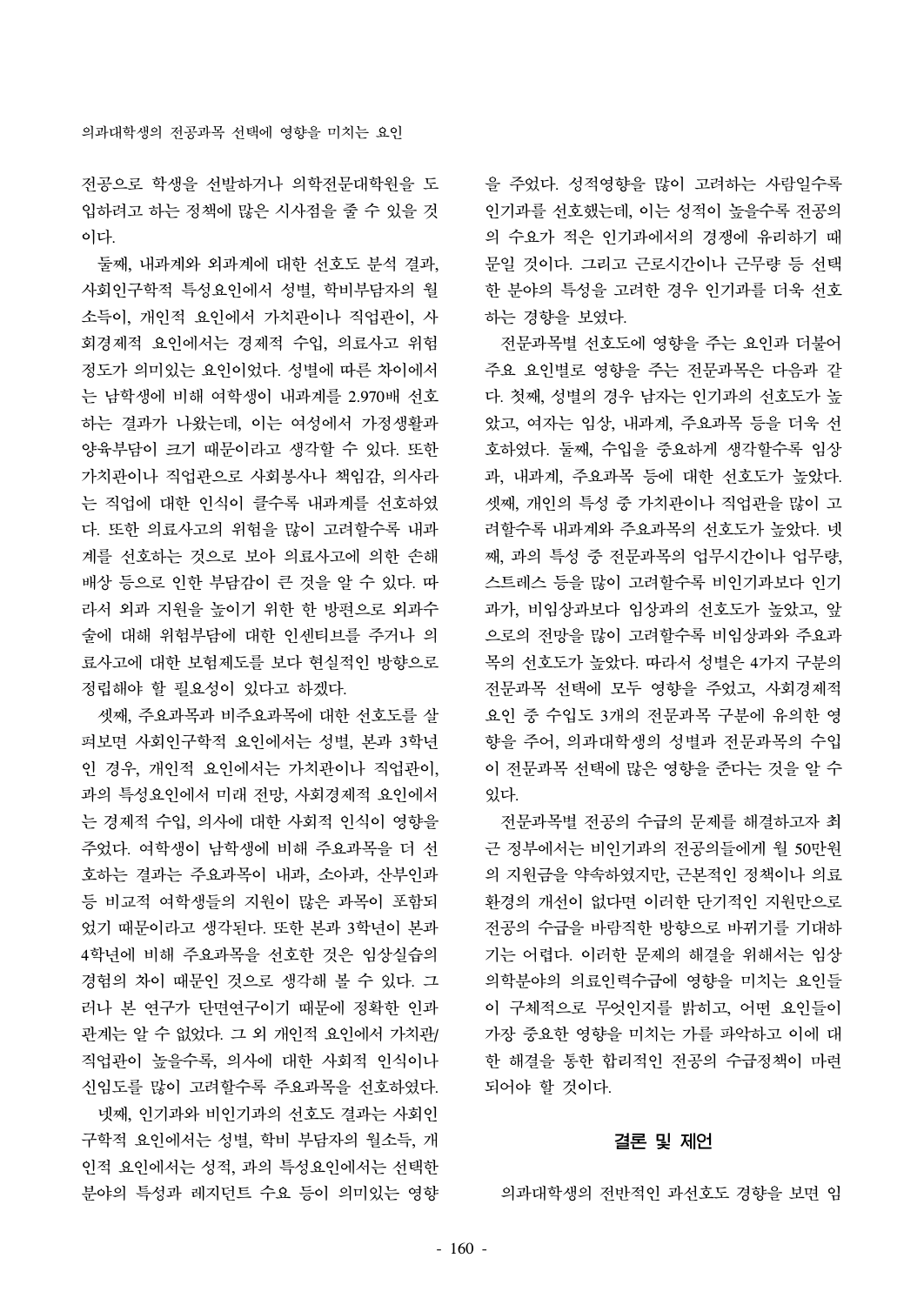전공으로 학생을 선발하거나 의학전문대학원을 도입하려고 하는 정책에 많은 시사점을 줄 수 있을 것이다.

둘째, 내과계와 외과계에 대한 선호도 분석 결과, 사회인구학적 특성요인에서 성별, 학비부담자의 월소득이, 개인적 요인에서 가치관이나 직업관이, 사회경제적 요인에서는 경제적 수입, 의료사고 위험정도가 의미있는 요인이었다. 성별에 따른 차이에서는 남학생에 비해 여학생이 내과계를 2.970배 선호하는 결과가 나왔는데, 이는 여성에서 가정생활과 양육부담이 크기 때문이라고 생각할 수 있다. 또한 가치관이나 직업관으로 사회봉사나 책임감, 의사라는 직업에 대한 인식이 클수록 내과계를 선호하였다. 또한 의료사고의 위험을 많이 고려할수록 내과계를 선호하는 것으로 보아 의료사고에 의한 손해배상 등으로 인한 부담감이 큰 것을 알 수 있다. 따라서 외과 지원을 높이기 위한 한 방편으로 외과수술에 대해 위험부담에 대한 인센티브를 주거나 의료사고에 대한 보험제도를 보다 현실적인 방향으로 정립해야 할 필요성이 있다고 하겠다.

셋째, 주요과목과 비주요과목에 대한 선호도를 살펴보면 사회인구학적 요인에서는 성별, 본과 3학년인 경우, 개인적 요인에서는 가치관이나 직업관이, 과의 특성요인에서 미래 전망, 사회경제적 요인에서는 경제적 수입, 의사에 대한 사회적 인식이 영향을 주었다. 여학생이 남학생에 비해 주요과목을 더 선호하는 결과는 주요과목이 내과, 소아과, 산부인과 등 비교적 여학생들의 지원이 많은 과목이 포함되었기 때문이라고 생각된다. 또한 본과 3학년이 본과 4학년에 비해 주요과목을 선호한 것은 임상실습의 경험의 차이 때문인 것으로 생각해 볼 수 있다. 그러나 본 연구가 단면연구이기 때문에 정확한 인과관계는 알 수 없었다. 그 외 개인적 요인에서 가치관/직업관이 높을수록, 의사에 대한 사회적 인식이나 신임도를 많이 고려할수록 주요과목을 선호하였다.

넷째, 인기과와 비인기과의 선호도 결과는 사회인구학적 요인에서는 성별, 학비 부담자의 월소득, 개인적 요인에서는 성적, 과의 특성요인에서는 선택한 분야의 특성과 레지던트 수요 등이 의미있는 영향을 주었다. 성적영향을 많이 고려하는 사람일수록 인기과를 선호했는데, 이는 성적이 높을수록 전공의의 수요가 적은 인기과에서의 경쟁에 유리하기 때문일 것이다. 그리고 근로시간이나 근무량 등 선택한 분야의 특성을 고려한 경우 인기과를 더욱 선호하는 경향을 보였다.

전문과목별 선호도에 영향을 주는 요인과 더불어 주요 요인별로 영향을 주는 전문과목은 다음과 같다. 첫째, 성별의 경우 남자는 인기과의 선호도가 높았고, 여자는 임상, 내과계, 주요과목 등을 더욱 선호하였다. 둘째, 수입을 중요하게 생각할수록 임상과, 내과계, 주요과목 등에 대한 선호도가 높았다. 셋째, 개인의 특성 중 가치관이나 직업관을 많이 고려할수록 내과계와 주요과목의 선호도가 높았다. 넷째, 과의 특성 중 전문과목의 업무시간이나 업무량, 스트레스 등을 많이 고려할수록 비인기과보다 인기과가, 비임상과보다 임상과의 선호도가 높았고, 앞으로의 전망을 많이 고려할수록 비임상과와 주요과목의 선호도가 높았다. 따라서 성별은 4가지 구분의 전문과목 선택에 모두 영향을 주었고, 사회경제적 요인 중 수입도 3개의 전문과목 구분에 유의한 영향을 주어, 의과대학생의 성별과 전문과목의 수입이 전문과목 선택에 많은 영향을 준다는 것을 알 수 있다.

전문과목별 전공의 수급의 문제를 해결하고자 최근 정부에서는 비인기과의 전공의들에게 월 50만원의 지원금을 약속하였지만, 근본적인 정책이나 의료환경의 개선이 없다면 이러한 단기적인 지원만으로 전공의 수급을 바람직한 방향으로 바뀌기를 기대하기는 어렵다. 이러한 문제의 해결을 위해서는 임상의학분야의 의료인력수급에 영향을 미치는 요인들이 구체적으로 무엇인지를 밝히고, 어떤 요인들이 가장 중요한 영향을 미치는 가를 파악하고 이에 대한 해결을 통한 합리적인 전공의 수급정책이 마련되어야 할 것이다.

## 결론 및 제언

의과대학생의 전반적인 과선호도 경향을 보면 임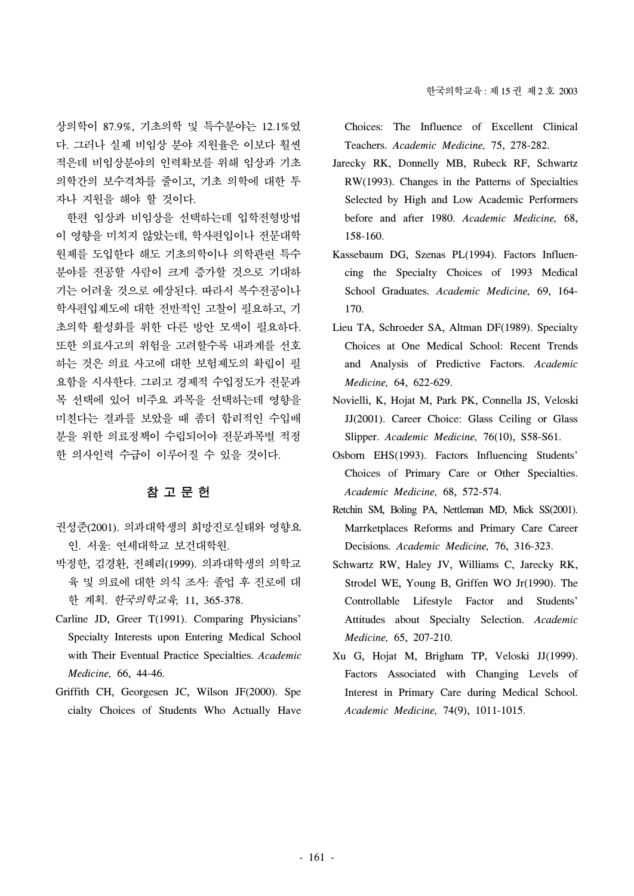상의학이 87.9%, 기초의학 및 특수분야는 12.1%였다. 그러나 실제 비임상 분야 지원율은 이보다 훨씬 적은데 비임상분야의 인력확보를 위해 임상과 기초의학간의 보수격차를 줄이고, 기초 의학에 대한 투자나 지원을 해야 할 것이다.

한편 임상과 비임상을 선택하는데 입학전형방법이 영향을 미치지 않았는데, 학사편입이나 전문대학원제를 도입한다 해도 기초의학이나 의학관련 특수분야를 전공할 사람이 크게 증가할 것으로 기대하기는 어려울 것으로 예상된다. 따라서 복수전공이나 학사편입제도에 대한 전반적인 고찰이 필요하고, 기초의학 활성화를 위한 다른 방안 모색이 필요하다. 또한 의료사고의 위험을 고려할수록 내과계를 선호하는 것은 의료 사고에 대한 보험제도의 확립이 필요함을 시사한다. 그리고 경제적 수입정도가 전문과목 선택에 있어 비주요 과목을 선택하는데 영향을 미친다는 결과를 보았을 때 좀더 합리적인 수입배분을 위한 의료정책이 수립되어야 전문과목별 적정한 의사인력 수급이 이루어질 수 있을 것이다.

## 참 고 문 헌

권성준(2001). 의과대학생의 희망진로실태와 영향요인. 서울: 연세대학교 보건대학원.

박정한, 김경환, 전혜리(1999). 의과대학생의 의학교육 및 의료에 대한 의식 조사: 졸업 후 진로에 대한 계획. *한국의학교육,* 11, 365-378.

Carline JD, Greer T(1991). Comparing Physicians' Specialty Interests upon Entering Medical School with Their Eventual Practice Specialties. *Academic Medicine,* 66, 44-46.

Griffith CH, Georgesen JC, Wilson JF(2000). Specialty Choices of Students Who Actually Have Choices: The Influence of Excellent Clinical Teachers. *Academic Medicine,* 75, 278-282.

Jarecky RK, Donnelly MB, Rubeck RF, Schwartz RW(1993). Changes in the Patterns of Specialties Selected by High and Low Academic Performers before and after 1980. *Academic Medicine,* 68, 158-160.

Kassebaum DG, Szenas PL(1994). Factors Influencing the Specialty Choices of 1993 Medical School Graduates. *Academic Medicine,* 69, 164-170.

Lieu TA, Schroeder SA, Altman DF(1989). Specialty Choices at One Medical School: Recent Trends and Analysis of Predictive Factors. *Academic Medicine,* 64, 622-629.

Novielli, K, Hojat M, Park PK, Connella JS, Veloski JJ(2001). Career Choice: Glass Ceiling or Glass Slipper. *Academic Medicine,* 76(10), S58-S61.

Osborn EHS(1993). Factors Influencing Students' Choices of Primary Care or Other Specialties. *Academic Medicine,* 68, 572-574.

Retchin SM, Boling PA, Nettleman MD, Mick SS(2001). Marrketplaces Reforms and Primary Care Career Decisions. *Academic Medicine,* 76, 316-323.

Schwartz RW, Haley JV, Williams C, Jarecky RK, Strodel WE, Young B, Griffen WO Jr(1990). The Controllable Lifestyle Factor and Students' Attitudes about Specialty Selection. *Academic Medicine,* 65, 207-210.

Xu G, Hojat M, Brigham TP, Veloski JJ(1999). Factors Associated with Changing Levels of Interest in Primary Care during Medical School. *Academic Medicine,* 74(9), 1011-1015.